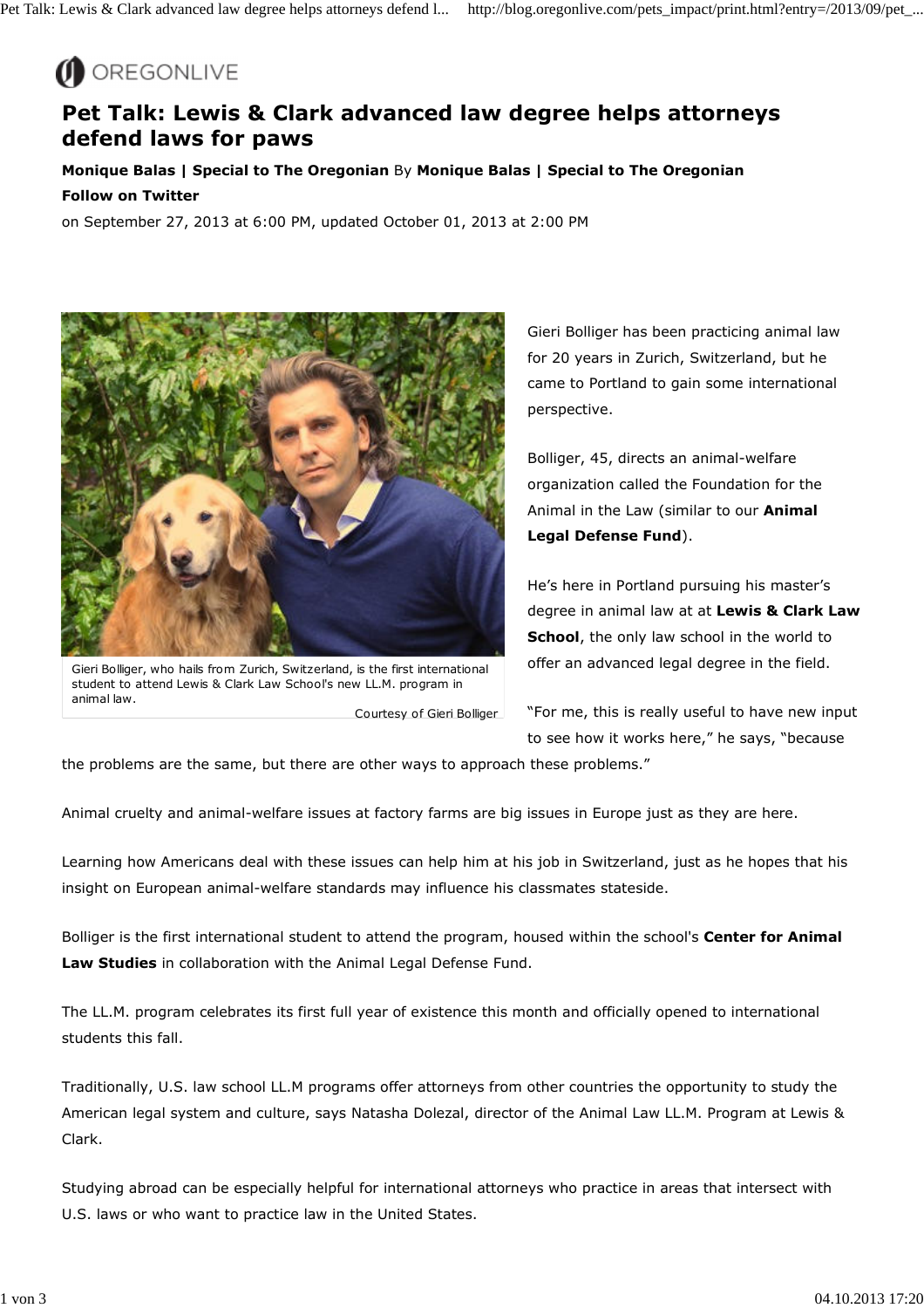OREGONLIVE

# Pet Talk: Lewis & Clark advanced law degree helps attorneys defend laws for paws

**Monique Balas | Special to The Oregonian** By **Monique Balas | Special to The Oregonian**

**Follow on Twitter**

on September 27, 2013 at 6:00 PM, updated October 01, 2013 at 2:00 PM

Gieri Bolliger, who hails from Zurich, Switzerland, is the first international student to attend Lewis & Clark Law School's new LL.M. program in animal law.

Courtesy of Gieri Bolliger

Gieri Bolliger has been practicing animal law for 20 years in Zurich, Switzerland, but he came to Portland to gain some international perspective.

Bolliger, 45, directs an animal-welfare organization called the Foundation for the Animal in the Law (similar to our **Animal Legal Defense Fund**).

He's here in Portland pursuing his master's degree in animal law at at **Lewis & Clark Law School**, the only law school in the world to offer an advanced legal degree in the field.

"For me, this is really useful to have new input to see how it works here," he says, "because the problems are the same, but there are other ways to approach these problems."

Animal cruelty and animal-welfare issues at factory farms are big issues in Europe just as they are here.

Learning how Americans deal with these issues can help him at his job in Switzerland, just as he hopes that his insight on European animal-welfare standards may influence his classmates stateside.

Bolliger is the first international student to attend the program, housed within the school's **Center for Animal Law Studies** in collaboration with the Animal Legal Defense Fund.

The LL.M. program celebrates its first full year of existence this month and officially opened to international students this fall.

Traditionally, U.S. law school LL.M programs offer attorneys from other countries the opportunity to study the American legal system and culture, says Natasha Dolezal, director of the Animal Law LL.M. Program at Lewis & Clark.

Studying abroad can be especially helpful for international attorneys who practice in areas that intersect with U.S. laws or who want to practice law in the United States.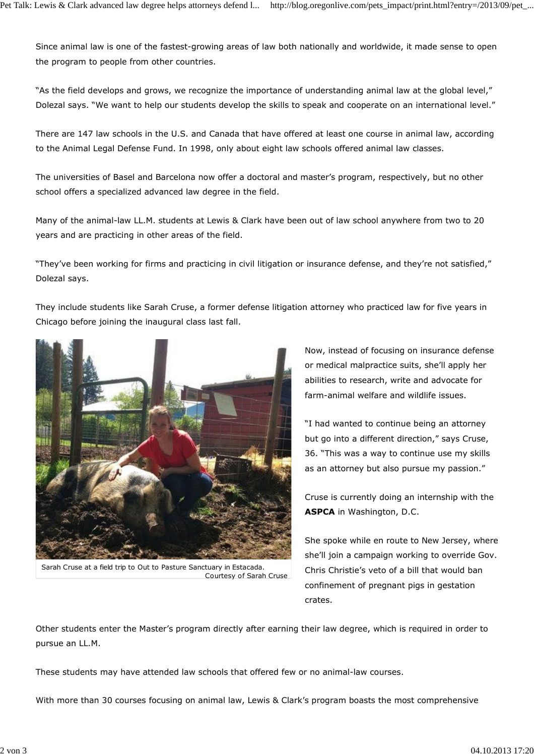Since animal law is one of the fastest-growing areas of law both nationally and worldwide, it made sense to open the program to people from other countries.

"As the field develops and grows, we recognize the importance of understanding animal law at the global level," Dolezal says. "We want to help our students develop the skills to speak and cooperate on an international level."

There are 147 law schools in the U.S. and Canada that have offered at least one course in animal law, according to the Animal Legal Defense Fund. In 1998, only about eight law schools offered animal law classes.

The universities of Basel and Barcelona now offer a doctoral and master's program, respectively, but no other school offers a specialized advanced law degree in the field.

Many of the animal-law LL.M. students at Lewis & Clark have been out of law school anywhere from two to 20 years and are practicing in other areas of the field.

"They've been working for firms and practicing in civil litigation or insurance defense, and they're not satisfied," Dolezal says.

They include students like Sarah Cruse, a former defense litigation attorney who practiced law for five years in Chicago before joining the inaugural class last fall.

Sarah Cruse at a field trip to Out to Pasture Sanctuary in Estacada.
Courtesy of Sarah Cruse

Now, instead of focusing on insurance defense or medical malpractice suits, she'll apply her abilities to research, write and advocate for farm-animal welfare and wildlife issues.

"I had wanted to continue being an attorney but go into a different direction," says Cruse, 36. "This was a way to continue use my skills as an attorney but also pursue my passion."

Cruse is currently doing an internship with the **ASPCA** in Washington, D.C.

She spoke while en route to New Jersey, where she'll join a campaign working to override Gov. Chris Christie's veto of a bill that would ban confinement of pregnant pigs in gestation crates.

Other students enter the Master's program directly after earning their law degree, which is required in order to pursue an LL.M.

These students may have attended law schools that offered few or no animal-law courses.

With more than 30 courses focusing on animal law, Lewis & Clark's program boasts the most comprehensive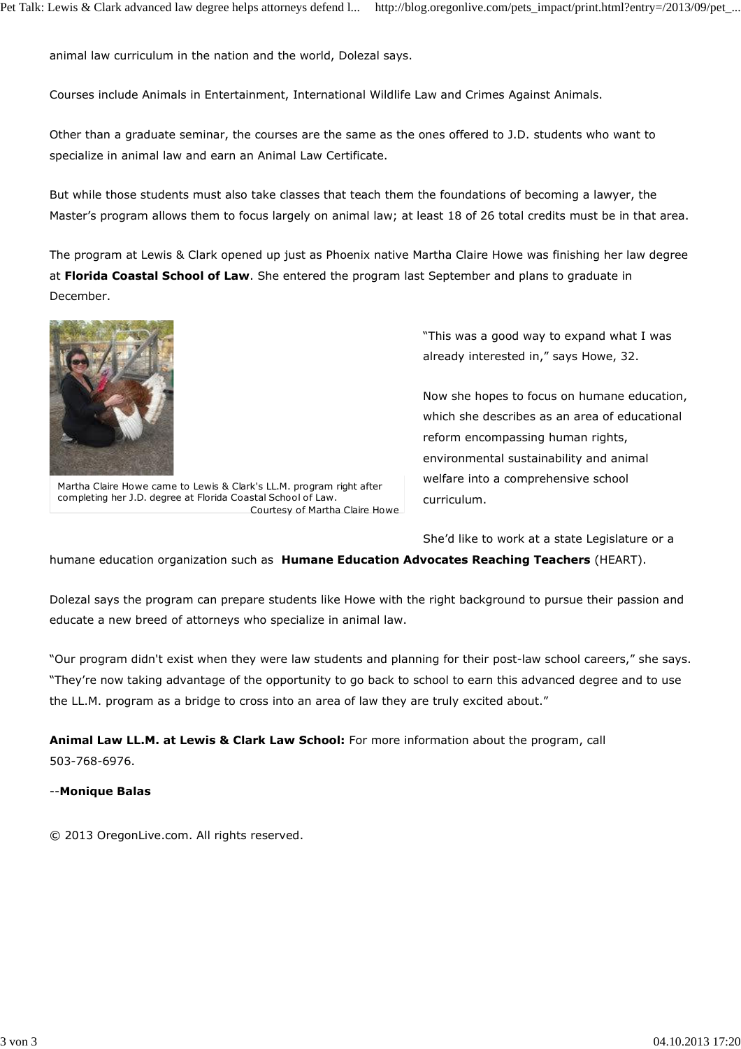animal law curriculum in the nation and the world, Dolezal says.

Courses include Animals in Entertainment, International Wildlife Law and Crimes Against Animals.

Other than a graduate seminar, the courses are the same as the ones offered to J.D. students who want to specialize in animal law and earn an Animal Law Certificate.

But while those students must also take classes that teach them the foundations of becoming a lawyer, the Master's program allows them to focus largely on animal law; at least 18 of 26 total credits must be in that area.

The program at Lewis & Clark opened up just as Phoenix native Martha Claire Howe was finishing her law degree at **Florida Coastal School of Law**. She entered the program last September and plans to graduate in December.

Martha Claire Howe came to Lewis & Clark's LL.M. program right after completing her J.D. degree at Florida Coastal School of Law.
Courtesy of Martha Claire Howe

"This was a good way to expand what I was already interested in," says Howe, 32.

Now she hopes to focus on humane education, which she describes as an area of educational reform encompassing human rights, environmental sustainability and animal welfare into a comprehensive school curriculum.

She'd like to work at a state Legislature or a humane education organization such as **Humane Education Advocates Reaching Teachers** (HEART).

Dolezal says the program can prepare students like Howe with the right background to pursue their passion and educate a new breed of attorneys who specialize in animal law.

"Our program didn't exist when they were law students and planning for their post-law school careers," she says. "They're now taking advantage of the opportunity to go back to school to earn this advanced degree and to use the LL.M. program as a bridge to cross into an area of law they are truly excited about."

**Animal Law LL.M. at Lewis & Clark Law School:** For more information about the program, call 503-768-6976.

--**Monique Balas**

© 2013 OregonLive.com. All rights reserved.